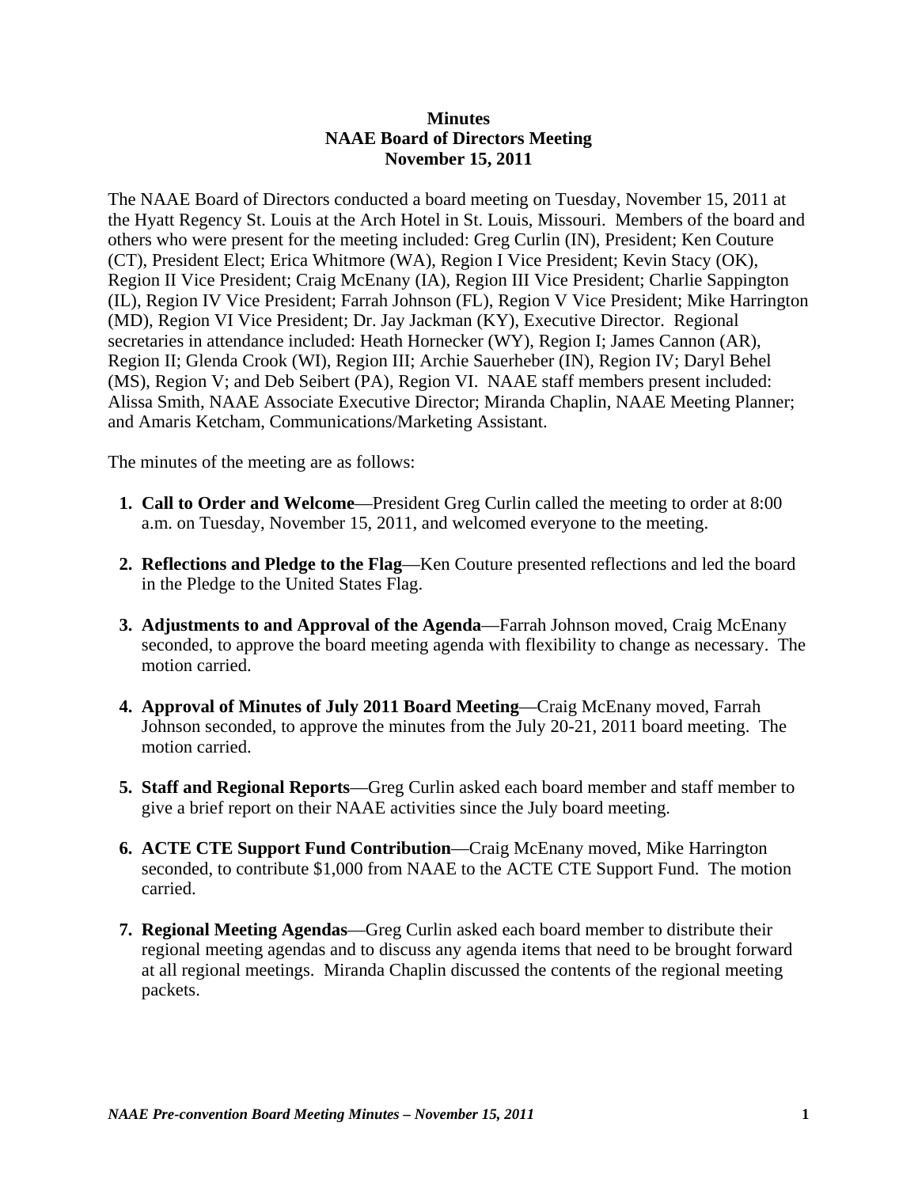**Minutes**
**NAAE Board of Directors Meeting**
**November 15, 2011**

The NAAE Board of Directors conducted a board meeting on Tuesday, November 15, 2011 at the Hyatt Regency St. Louis at the Arch Hotel in St. Louis, Missouri. Members of the board and others who were present for the meeting included: Greg Curlin (IN), President; Ken Couture (CT), President Elect; Erica Whitmore (WA), Region I Vice President; Kevin Stacy (OK), Region II Vice President; Craig McEnany (IA), Region III Vice President; Charlie Sappington (IL), Region IV Vice President; Farrah Johnson (FL), Region V Vice President; Mike Harrington (MD), Region VI Vice President; Dr. Jay Jackman (KY), Executive Director. Regional secretaries in attendance included: Heath Hornecker (WY), Region I; James Cannon (AR), Region II; Glenda Crook (WI), Region III; Archie Sauerheber (IN), Region IV; Daryl Behel (MS), Region V; and Deb Seibert (PA), Region VI. NAAE staff members present included: Alissa Smith, NAAE Associate Executive Director; Miranda Chaplin, NAAE Meeting Planner; and Amaris Ketcham, Communications/Marketing Assistant.

The minutes of the meeting are as follows:

1. **Call to Order and Welcome**—President Greg Curlin called the meeting to order at 8:00 a.m. on Tuesday, November 15, 2011, and welcomed everyone to the meeting.

2. **Reflections and Pledge to the Flag**—Ken Couture presented reflections and led the board in the Pledge to the United States Flag.

3. **Adjustments to and Approval of the Agenda**—Farrah Johnson moved, Craig McEnany seconded, to approve the board meeting agenda with flexibility to change as necessary. The motion carried.

4. **Approval of Minutes of July 2011 Board Meeting**—Craig McEnany moved, Farrah Johnson seconded, to approve the minutes from the July 20-21, 2011 board meeting. The motion carried.

5. **Staff and Regional Reports**—Greg Curlin asked each board member and staff member to give a brief report on their NAAE activities since the July board meeting.

6. **ACTE CTE Support Fund Contribution**—Craig McEnany moved, Mike Harrington seconded, to contribute $1,000 from NAAE to the ACTE CTE Support Fund. The motion carried.

7. **Regional Meeting Agendas**—Greg Curlin asked each board member to distribute their regional meeting agendas and to discuss any agenda items that need to be brought forward at all regional meetings. Miranda Chaplin discussed the contents of the regional meeting packets.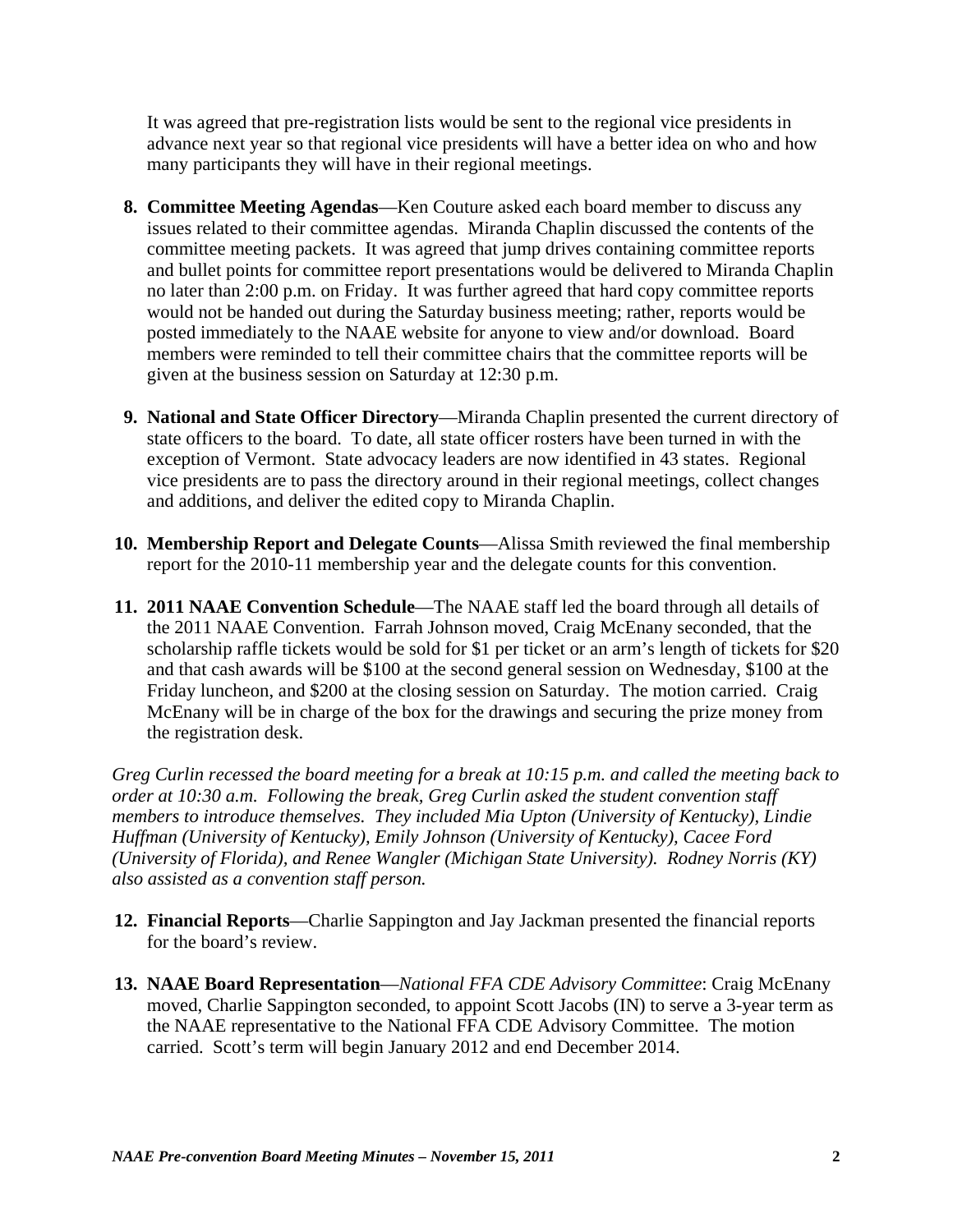It was agreed that pre-registration lists would be sent to the regional vice presidents in advance next year so that regional vice presidents will have a better idea on who and how many participants they will have in their regional meetings.

8. **Committee Meeting Agendas**—Ken Couture asked each board member to discuss any issues related to their committee agendas. Miranda Chaplin discussed the contents of the committee meeting packets. It was agreed that jump drives containing committee reports and bullet points for committee report presentations would be delivered to Miranda Chaplin no later than 2:00 p.m. on Friday. It was further agreed that hard copy committee reports would not be handed out during the Saturday business meeting; rather, reports would be posted immediately to the NAAE website for anyone to view and/or download. Board members were reminded to tell their committee chairs that the committee reports will be given at the business session on Saturday at 12:30 p.m.

9. **National and State Officer Directory**—Miranda Chaplin presented the current directory of state officers to the board. To date, all state officer rosters have been turned in with the exception of Vermont. State advocacy leaders are now identified in 43 states. Regional vice presidents are to pass the directory around in their regional meetings, collect changes and additions, and deliver the edited copy to Miranda Chaplin.

10. **Membership Report and Delegate Counts**—Alissa Smith reviewed the final membership report for the 2010-11 membership year and the delegate counts for this convention.

11. **2011 NAAE Convention Schedule**—The NAAE staff led the board through all details of the 2011 NAAE Convention. Farrah Johnson moved, Craig McEnany seconded, that the scholarship raffle tickets would be sold for $1 per ticket or an arm's length of tickets for $20 and that cash awards will be $100 at the second general session on Wednesday, $100 at the Friday luncheon, and $200 at the closing session on Saturday. The motion carried. Craig McEnany will be in charge of the box for the drawings and securing the prize money from the registration desk.

*Greg Curlin recessed the board meeting for a break at 10:15 p.m. and called the meeting back to order at 10:30 a.m. Following the break, Greg Curlin asked the student convention staff members to introduce themselves. They included Mia Upton (University of Kentucky), Lindie Huffman (University of Kentucky), Emily Johnson (University of Kentucky), Cacee Ford (University of Florida), and Renee Wangler (Michigan State University). Rodney Norris (KY) also assisted as a convention staff person.*

12. **Financial Reports**—Charlie Sappington and Jay Jackman presented the financial reports for the board's review.

13. **NAAE Board Representation**—*National FFA CDE Advisory Committee*: Craig McEnany moved, Charlie Sappington seconded, to appoint Scott Jacobs (IN) to serve a 3-year term as the NAAE representative to the National FFA CDE Advisory Committee. The motion carried. Scott's term will begin January 2012 and end December 2014.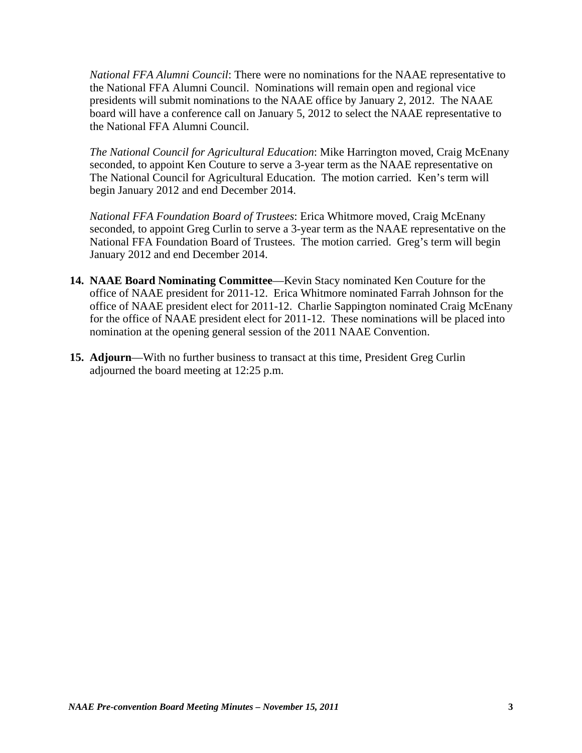*National FFA Alumni Council*: There were no nominations for the NAAE representative to the National FFA Alumni Council. Nominations will remain open and regional vice presidents will submit nominations to the NAAE office by January 2, 2012. The NAAE board will have a conference call on January 5, 2012 to select the NAAE representative to the National FFA Alumni Council.

*The National Council for Agricultural Education*: Mike Harrington moved, Craig McEnany seconded, to appoint Ken Couture to serve a 3-year term as the NAAE representative on The National Council for Agricultural Education. The motion carried. Ken's term will begin January 2012 and end December 2014.

*National FFA Foundation Board of Trustees*: Erica Whitmore moved, Craig McEnany seconded, to appoint Greg Curlin to serve a 3-year term as the NAAE representative on the National FFA Foundation Board of Trustees. The motion carried. Greg's term will begin January 2012 and end December 2014.

14. **NAAE Board Nominating Committee**—Kevin Stacy nominated Ken Couture for the office of NAAE president for 2011-12. Erica Whitmore nominated Farrah Johnson for the office of NAAE president elect for 2011-12. Charlie Sappington nominated Craig McEnany for the office of NAAE president elect for 2011-12. These nominations will be placed into nomination at the opening general session of the 2011 NAAE Convention.

15. **Adjourn**—With no further business to transact at this time, President Greg Curlin adjourned the board meeting at 12:25 p.m.